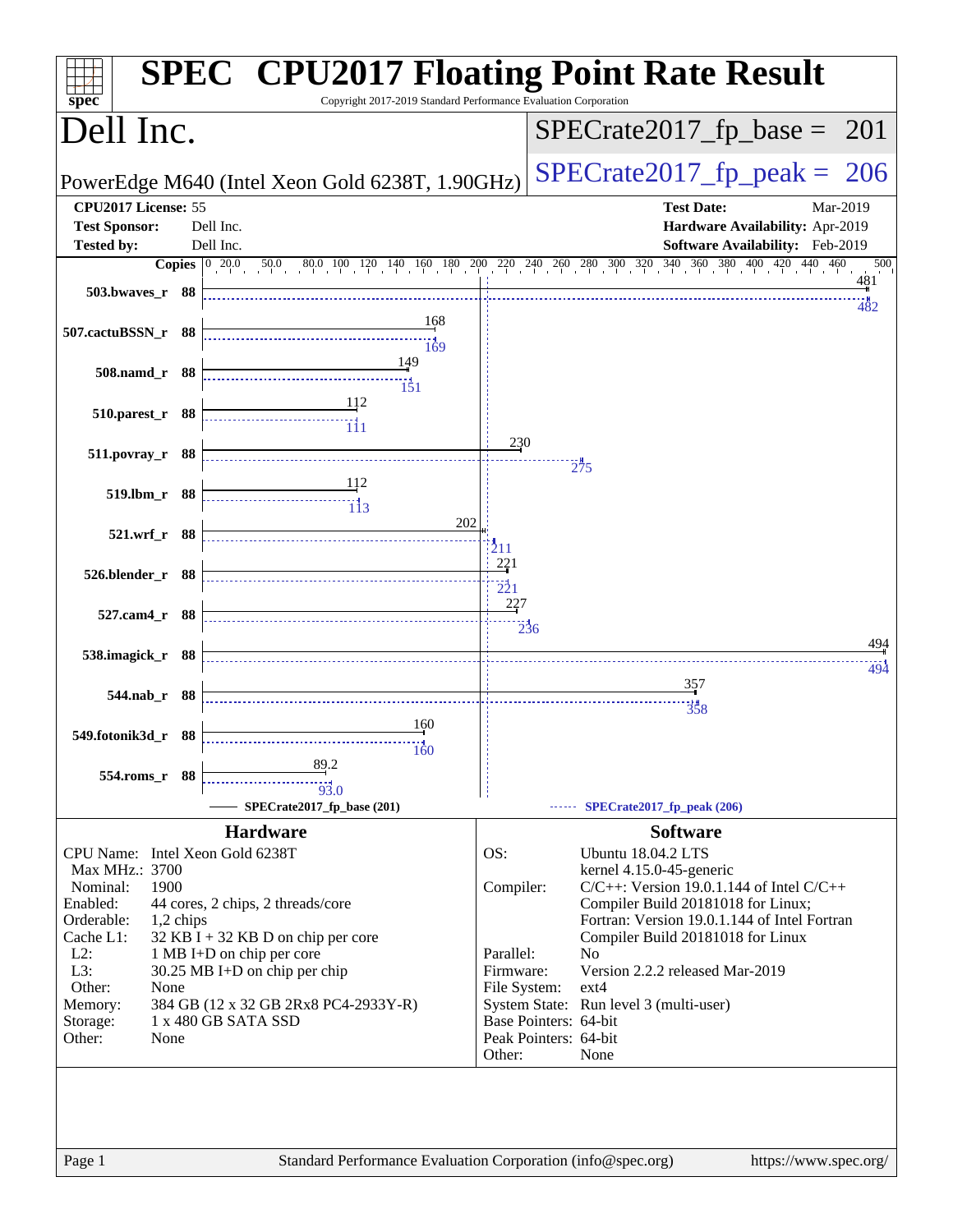# SPEC CPU2017 Floating Point Rate Result

Copyright 2017-2019 Standard Performance Evaluation Corporation

## Dell Inc.

PowerEdge M640 (Intel Xeon Gold 6238T, 1.90GHz)

SPECrate2017_fp_base = 201

SPECrate2017_fp_peak = 206

| | | | |
|---|---|---|---|
| **CPU2017 License:** | 55 | **Test Date:** | Mar-2019 |
| **Test Sponsor:** | Dell Inc. | **Hardware Availability:** | Apr-2019 |
| **Tested by:** | Dell Inc. | **Software Availability:** | Feb-2019 |

| Benchmark | Copies | Base | Peak |
|---|---|---|---|
| 503.bwaves_r | 88 | 481 | 482 |
| 507.cactuBSSN_r | 88 | 168 | 169 |
| 508.namd_r | 88 | 149 | 151 |
| 510.parest_r | 88 | 112 | 111 |
| 511.povray_r | 88 | 230 | 275 |
| 519.lbm_r | 88 | 112 | 113 |
| 521.wrf_r | 88 | 202 | 211 |
| 526.blender_r | 88 | 221 | 221 |
| 527.cam4_r | 88 | 227 | 236 |
| 538.imagick_r | 88 | 494 | 494 |
| 544.nab_r | 88 | 357 | 358 |
| 549.fotonik3d_r | 88 | 160 | 160 |
| 554.roms_r | 88 | 89.2 | 93.0 |

SPECrate2017_fp_base (201) — SPECrate2017_fp_peak (206)

### Hardware

| | |
|---|---|
| CPU Name: | Intel Xeon Gold 6238T |
| Max MHz.: | 3700 |
| Nominal: | 1900 |
| Enabled: | 44 cores, 2 chips, 2 threads/core |
| Orderable: | 1,2 chips |
| Cache L1: | 32 KB I + 32 KB D on chip per core |
| L2: | 1 MB I+D on chip per core |
| L3: | 30.25 MB I+D on chip per chip |
| Other: | None |
| Memory: | 384 GB (12 x 32 GB 2Rx8 PC4-2933Y-R) |
| Storage: | 1 x 480 GB SATA SSD |
| Other: | None |

### Software

| | |
|---|---|
| OS: | Ubuntu 18.04.2 LTS<br>kernel 4.15.0-45-generic |
| Compiler: | C/C++: Version 19.0.1.144 of Intel C/C++ Compiler Build 20181018 for Linux;<br>Fortran: Version 19.0.1.144 of Intel Fortran Compiler Build 20181018 for Linux |
| Parallel: | No |
| Firmware: | Version 2.2.2 released Mar-2019 |
| File System: | ext4 |
| System State: | Run level 3 (multi-user) |
| Base Pointers: | 64-bit |
| Peak Pointers: | 64-bit |
| Other: | None |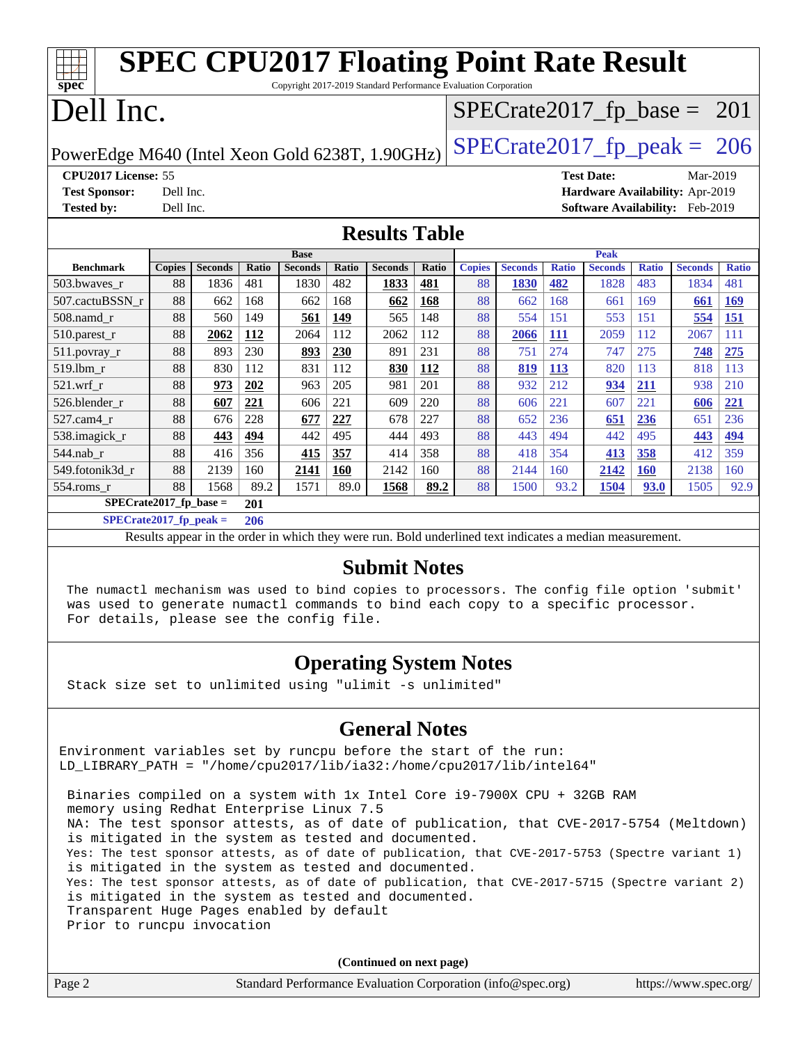# SPEC CPU2017 Floating Point Rate Result

Copyright 2017-2019 Standard Performance Evaluation Corporation

# Dell Inc.

PowerEdge M640 (Intel Xeon Gold 6238T, 1.90GHz)

SPECrate2017_fp_base = 201

SPECrate2017_fp_peak = 206

**CPU2017 License:** 55
**Test Sponsor:** Dell Inc.
**Tested by:** Dell Inc.

**Test Date:** Mar-2019
**Hardware Availability:** Apr-2019
**Software Availability:** Feb-2019

## Results Table

| | Base | | | | | | | Peak | | | | | | |
|---|---|---|---|---|---|---|---|---|---|---|---|---|---|---|
| **Benchmark** | **Copies** | **Seconds** | **Ratio** | **Seconds** | **Ratio** | **Seconds** | **Ratio** | **Copies** | **Seconds** | **Ratio** | **Seconds** | **Ratio** | **Seconds** | **Ratio** |
| 503.bwaves_r | 88 | 1836 | 481 | 1830 | 482 | **1833** | **481** | 88 | **1830** | **482** | 1828 | 483 | 1834 | 481 |
| 507.cactuBSSN_r | 88 | 662 | 168 | 662 | 168 | **662** | **168** | 88 | 662 | 168 | 661 | 169 | **661** | **169** |
| 508.namd_r | 88 | 560 | 149 | **561** | **149** | 565 | 148 | 88 | 554 | 151 | 553 | 151 | **554** | **151** |
| 510.parest_r | 88 | **2062** | **112** | 2064 | 112 | 2062 | 112 | 88 | **2066** | **111** | 2059 | 112 | 2067 | 111 |
| 511.povray_r | 88 | 893 | 230 | **893** | **230** | 891 | 231 | 88 | 751 | 274 | 747 | 275 | **748** | **275** |
| 519.lbm_r | 88 | 830 | 112 | 831 | 112 | **830** | **112** | 88 | **819** | **113** | 820 | 113 | 818 | 113 |
| 521.wrf_r | 88 | **973** | **202** | 963 | 205 | 981 | 201 | 88 | 932 | 212 | **934** | **211** | 938 | 210 |
| 526.blender_r | 88 | **607** | **221** | 606 | 221 | 609 | 220 | 88 | 606 | 221 | 607 | 221 | **606** | **221** |
| 527.cam4_r | 88 | 676 | 228 | **677** | **227** | 678 | 227 | 88 | 652 | 236 | **651** | **236** | 651 | 236 |
| 538.imagick_r | 88 | **443** | **494** | 442 | 495 | 444 | 493 | 88 | 443 | 494 | 442 | 495 | **443** | **494** |
| 544.nab_r | 88 | 416 | 356 | **415** | **357** | 414 | 358 | 88 | 418 | 354 | **413** | **358** | 412 | 359 |
| 549.fotonik3d_r | 88 | 2139 | 160 | **2141** | **160** | 2142 | 160 | 88 | 2144 | 160 | **2142** | **160** | 2138 | 160 |
| 554.roms_r | 88 | 1568 | 89.2 | 1571 | 89.0 | **1568** | **89.2** | 88 | 1500 | 93.2 | **1504** | **93.0** | 1505 | 92.9 |

**SPECrate2017_fp_base = 201**

**SPECrate2017_fp_peak = 206**

Results appear in the order in which they were run. Bold underlined text indicates a median measurement.

## Submit Notes

```
The numactl mechanism was used to bind copies to processors. The config file option 'submit'
was used to generate numactl commands to bind each copy to a specific processor.
For details, please see the config file.
```

## Operating System Notes

```
Stack size set to unlimited using "ulimit -s unlimited"
```

## General Notes

```
Environment variables set by runcpu before the start of the run:
LD_LIBRARY_PATH = "/home/cpu2017/lib/ia32:/home/cpu2017/lib/intel64"

Binaries compiled on a system with 1x Intel Core i9-7900X CPU + 32GB RAM
memory using Redhat Enterprise Linux 7.5
NA: The test sponsor attests, as of date of publication, that CVE-2017-5754 (Meltdown)
is mitigated in the system as tested and documented.
Yes: The test sponsor attests, as of date of publication, that CVE-2017-5753 (Spectre variant 1)
is mitigated in the system as tested and documented.
Yes: The test sponsor attests, as of date of publication, that CVE-2017-5715 (Spectre variant 2)
is mitigated in the system as tested and documented.
Transparent Huge Pages enabled by default
Prior to runcpu invocation
```

(Continued on next page)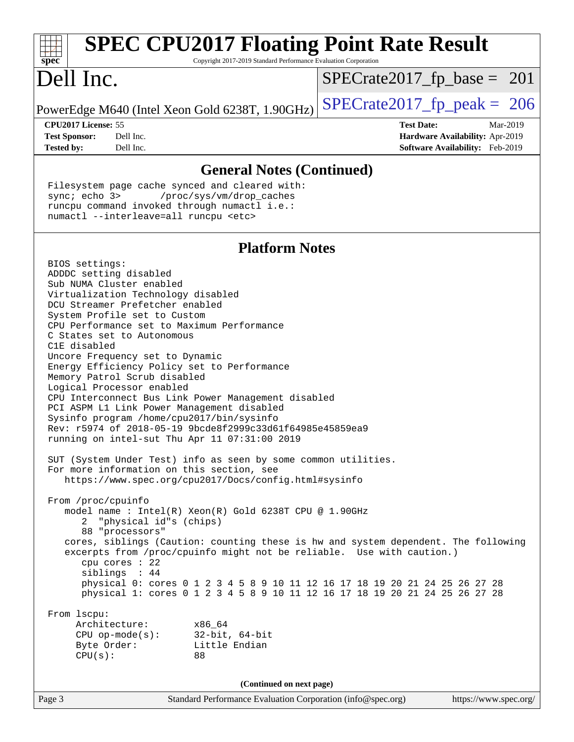# SPEC CPU2017 Floating Point Rate Result

Copyright 2017-2019 Standard Performance Evaluation Corporation

# Dell Inc.

PowerEdge M640 (Intel Xeon Gold 6238T, 1.90GHz)

SPECrate2017_fp_base = 201

SPECrate2017_fp_peak = 206

**CPU2017 License:** 55
**Test Sponsor:** Dell Inc.
**Tested by:** Dell Inc.

**Test Date:** Mar-2019
**Hardware Availability:** Apr-2019
**Software Availability:** Feb-2019

## General Notes (Continued)

```
Filesystem page cache synced and cleared with:
sync; echo 3>       /proc/sys/vm/drop_caches
runcpu command invoked through numactl i.e.:
numactl --interleave=all runcpu <etc>
```

## Platform Notes

```
BIOS settings:
ADDDC setting disabled
Sub NUMA Cluster enabled
Virtualization Technology disabled
DCU Streamer Prefetcher enabled
System Profile set to Custom
CPU Performance set to Maximum Performance
C States set to Autonomous
C1E disabled
Uncore Frequency set to Dynamic
Energy Efficiency Policy set to Performance
Memory Patrol Scrub disabled
Logical Processor enabled
CPU Interconnect Bus Link Power Management disabled
PCI ASPM L1 Link Power Management disabled
Sysinfo program /home/cpu2017/bin/sysinfo
Rev: r5974 of 2018-05-19 9bcde8f2999c33d61f64985e45859ea9
running on intel-sut Thu Apr 11 07:31:00 2019

SUT (System Under Test) info as seen by some common utilities.
For more information on this section, see
   https://www.spec.org/cpu2017/Docs/config.html#sysinfo

From /proc/cpuinfo
   model name : Intel(R) Xeon(R) Gold 6238T CPU @ 1.90GHz
      2  "physical id"s (chips)
      88 "processors"
   cores, siblings (Caution: counting these is hw and system dependent. The following
   excerpts from /proc/cpuinfo might not be reliable.  Use with caution.)
      cpu cores : 22
      siblings  : 44
      physical 0: cores 0 1 2 3 4 5 8 9 10 11 12 16 17 18 19 20 21 24 25 26 27 28
      physical 1: cores 0 1 2 3 4 5 8 9 10 11 12 16 17 18 19 20 21 24 25 26 27 28

From lscpu:
     Architecture:        x86_64
     CPU op-mode(s):      32-bit, 64-bit
     Byte Order:          Little Endian
     CPU(s):              88
```

(Continued on next page)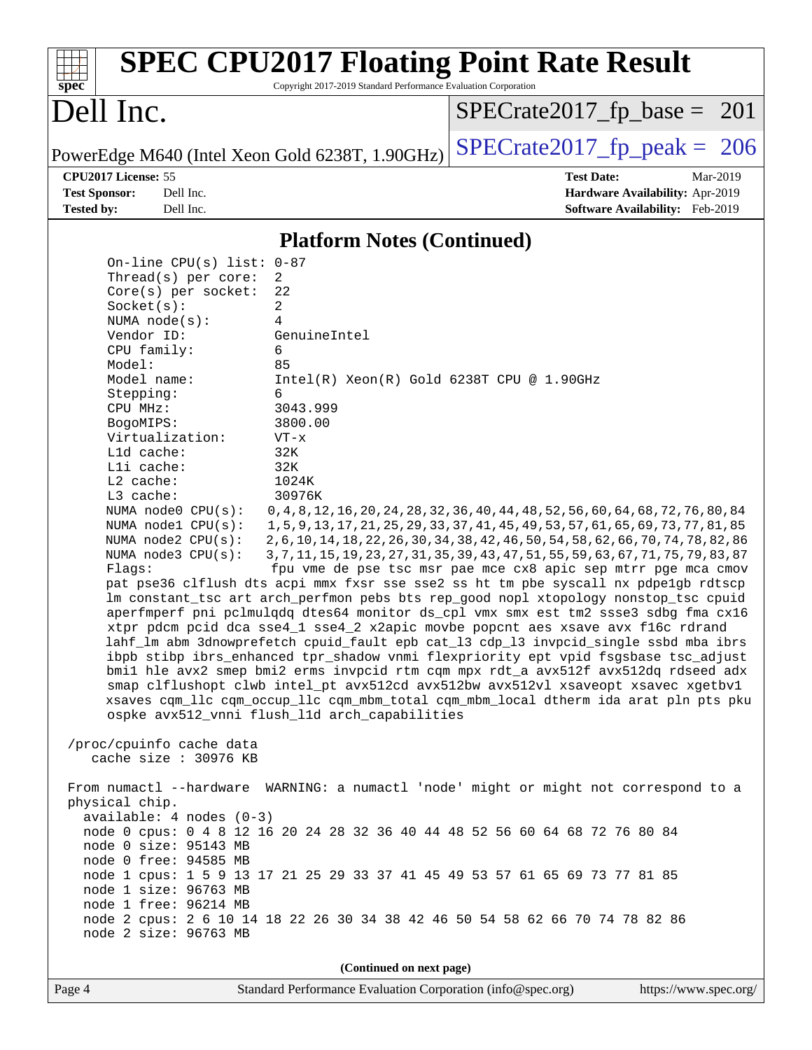## Platform Notes (Continued)

```
On-line CPU(s) list: 0-87
Thread(s) per core:  2
Core(s) per socket:  22
Socket(s):           2
NUMA node(s):        4
Vendor ID:           GenuineIntel
CPU family:          6
Model:               85
Model name:          Intel(R) Xeon(R) Gold 6238T CPU @ 1.90GHz
Stepping:            6
CPU MHz:             3043.999
BogoMIPS:            3800.00
Virtualization:      VT-x
L1d cache:           32K
L1i cache:           32K
L2 cache:            1024K
L3 cache:            30976K
NUMA node0 CPU(s):   0,4,8,12,16,20,24,28,32,36,40,44,48,52,56,60,64,68,72,76,80,84
NUMA node1 CPU(s):   1,5,9,13,17,21,25,29,33,37,41,45,49,53,57,61,65,69,73,77,81,85
NUMA node2 CPU(s):   2,6,10,14,18,22,26,30,34,38,42,46,50,54,58,62,66,70,74,78,82,86
NUMA node3 CPU(s):   3,7,11,15,19,23,27,31,35,39,43,47,51,55,59,63,67,71,75,79,83,87
Flags:               fpu vme de pse tsc msr pae mce cx8 apic sep mtrr pge mca cmov
pat pse36 clflush dts acpi mmx fxsr sse sse2 ss ht tm pbe syscall nx pdpe1gb rdtscp
lm constant_tsc art arch_perfmon pebs bts rep_good nopl xtopology nonstop_tsc cpuid
aperfmperf pni pclmulqdq dtes64 monitor ds_cpl vmx smx est tm2 ssse3 sdbg fma cx16
xtpr pdcm pcid dca sse4_1 sse4_2 x2apic movbe popcnt aes xsave avx f16c rdrand
lahf_lm abm 3dnowprefetch cpuid_fault epb cat_l3 cdp_l3 invpcid_single ssbd mba ibrs
ibpb stibp ibrs_enhanced tpr_shadow vnmi flexpriority ept vpid fsgsbase tsc_adjust
bmi1 hle avx2 smep bmi2 erms invpcid rtm cqm mpx rdt_a avx512f avx512dq rdseed adx
smap clflushopt clwb intel_pt avx512cd avx512bw avx512vl xsaveopt xsavec xgetbv1
xsaves cqm_llc cqm_occup_llc cqm_mbm_total cqm_mbm_local dtherm ida arat pln pts pku
ospke avx512_vnni flush_l1d arch_capabilities

/proc/cpuinfo cache data
   cache size : 30976 KB

From numactl --hardware  WARNING: a numactl 'node' might or might not correspond to a
physical chip.
  available: 4 nodes (0-3)
  node 0 cpus: 0 4 8 12 16 20 24 28 32 36 40 44 48 52 56 60 64 68 72 76 80 84
  node 0 size: 95143 MB
  node 0 free: 94585 MB
  node 1 cpus: 1 5 9 13 17 21 25 29 33 37 41 45 49 53 57 61 65 69 73 77 81 85
  node 1 size: 96763 MB
  node 1 free: 96214 MB
  node 2 cpus: 2 6 10 14 18 22 26 30 34 38 42 46 50 54 58 62 66 70 74 78 82 86
  node 2 size: 96763 MB
```

(Continued on next page)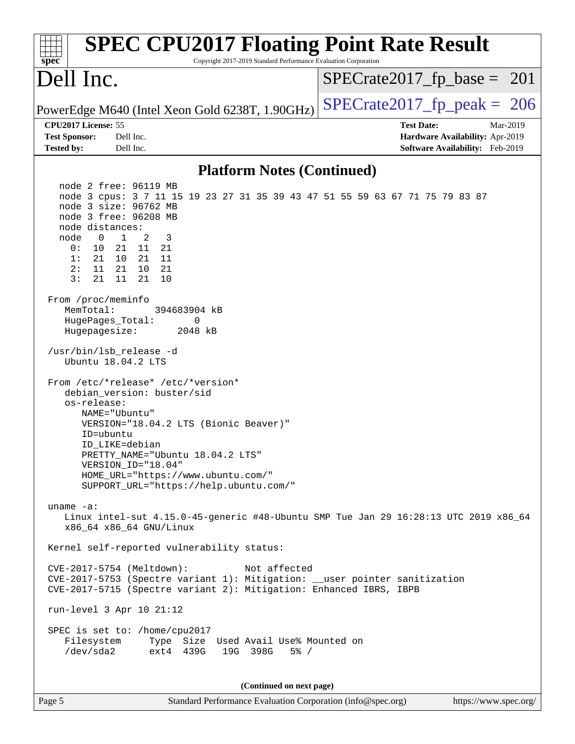# SPEC CPU2017 Floating Point Rate Result

Copyright 2017-2019 Standard Performance Evaluation Corporation

## Dell Inc.

PowerEdge M640 (Intel Xeon Gold 6238T, 1.90GHz)

SPECrate2017_fp_base = 201

SPECrate2017_fp_peak = 206

**CPU2017 License:** 55
**Test Sponsor:** Dell Inc.
**Tested by:** Dell Inc.

**Test Date:** Mar-2019
**Hardware Availability:** Apr-2019
**Software Availability:** Feb-2019

### Platform Notes (Continued)

```
    node 2 free: 96119 MB
    node 3 cpus: 3 7 11 15 19 23 27 31 35 39 43 47 51 55 59 63 67 71 75 79 83 87
    node 3 size: 96762 MB
    node 3 free: 96208 MB
    node distances:
    node   0   1   2   3
      0:  10  21  11  21
      1:  21  10  21  11
      2:  11  21  10  21
      3:  21  11  21  10

  From /proc/meminfo
     MemTotal:       394683904 kB
     HugePages_Total:       0
     Hugepagesize:       2048 kB

  /usr/bin/lsb_release -d
     Ubuntu 18.04.2 LTS

  From /etc/*release* /etc/*version*
     debian_version: buster/sid
     os-release:
        NAME="Ubuntu"
        VERSION="18.04.2 LTS (Bionic Beaver)"
        ID=ubuntu
        ID_LIKE=debian
        PRETTY_NAME="Ubuntu 18.04.2 LTS"
        VERSION_ID="18.04"
        HOME_URL="https://www.ubuntu.com/"
        SUPPORT_URL="https://help.ubuntu.com/"

  uname -a:
     Linux intel-sut 4.15.0-45-generic #48-Ubuntu SMP Tue Jan 29 16:28:13 UTC 2019 x86_64
     x86_64 x86_64 GNU/Linux

  Kernel self-reported vulnerability status:

  CVE-2017-5754 (Meltdown):          Not affected
  CVE-2017-5753 (Spectre variant 1): Mitigation: __user pointer sanitization
  CVE-2017-5715 (Spectre variant 2): Mitigation: Enhanced IBRS, IBPB

  run-level 3 Apr 10 21:12

  SPEC is set to: /home/cpu2017
     Filesystem     Type  Size  Used Avail Use% Mounted on
     /dev/sda2      ext4  439G   19G  398G   5% /
```

(Continued on next page)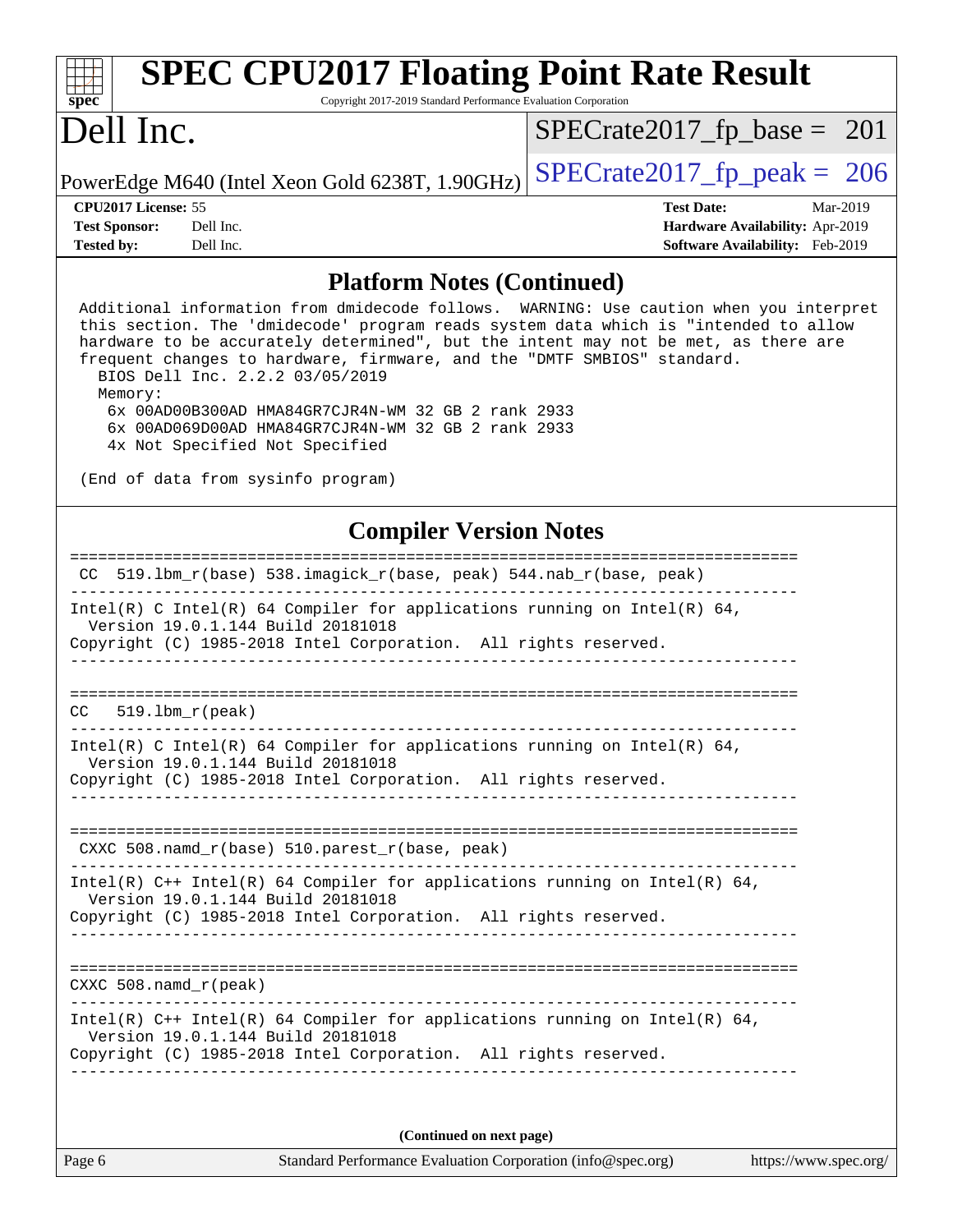# SPEC CPU2017 Floating Point Rate Result

Copyright 2017-2019 Standard Performance Evaluation Corporation

# Dell Inc.

PowerEdge M640 (Intel Xeon Gold 6238T, 1.90GHz)

SPECrate2017_fp_base = 201

SPECrate2017_fp_peak = 206

**CPU2017 License:** 55
**Test Sponsor:** Dell Inc.
**Tested by:** Dell Inc.

**Test Date:** Mar-2019
**Hardware Availability:** Apr-2019
**Software Availability:** Feb-2019

## Platform Notes (Continued)

```
Additional information from dmidecode follows.  WARNING: Use caution when you interpret
this section. The 'dmidecode' program reads system data which is "intended to allow
hardware to be accurately determined", but the intent may not be met, as there are
frequent changes to hardware, firmware, and the "DMTF SMBIOS" standard.
  BIOS Dell Inc. 2.2.2 03/05/2019
  Memory:
   6x 00AD00B300AD HMA84GR7CJR4N-WM 32 GB 2 rank 2933
   6x 00AD069D00AD HMA84GR7CJR4N-WM 32 GB 2 rank 2933
   4x Not Specified Not Specified

(End of data from sysinfo program)
```

## Compiler Version Notes

```
==============================================================================
 CC  519.lbm_r(base) 538.imagick_r(base, peak) 544.nab_r(base, peak)
------------------------------------------------------------------------------
Intel(R) C Intel(R) 64 Compiler for applications running on Intel(R) 64,
  Version 19.0.1.144 Build 20181018
Copyright (C) 1985-2018 Intel Corporation.  All rights reserved.
------------------------------------------------------------------------------

==============================================================================
CC   519.lbm_r(peak)
------------------------------------------------------------------------------
Intel(R) C Intel(R) 64 Compiler for applications running on Intel(R) 64,
  Version 19.0.1.144 Build 20181018
Copyright (C) 1985-2018 Intel Corporation.  All rights reserved.
------------------------------------------------------------------------------

==============================================================================
 CXXC 508.namd_r(base) 510.parest_r(base, peak)
------------------------------------------------------------------------------
Intel(R) C++ Intel(R) 64 Compiler for applications running on Intel(R) 64,
  Version 19.0.1.144 Build 20181018
Copyright (C) 1985-2018 Intel Corporation.  All rights reserved.
------------------------------------------------------------------------------

==============================================================================
CXXC 508.namd_r(peak)
------------------------------------------------------------------------------
Intel(R) C++ Intel(R) 64 Compiler for applications running on Intel(R) 64,
  Version 19.0.1.144 Build 20181018
Copyright (C) 1985-2018 Intel Corporation.  All rights reserved.
------------------------------------------------------------------------------
```

**(Continued on next page)**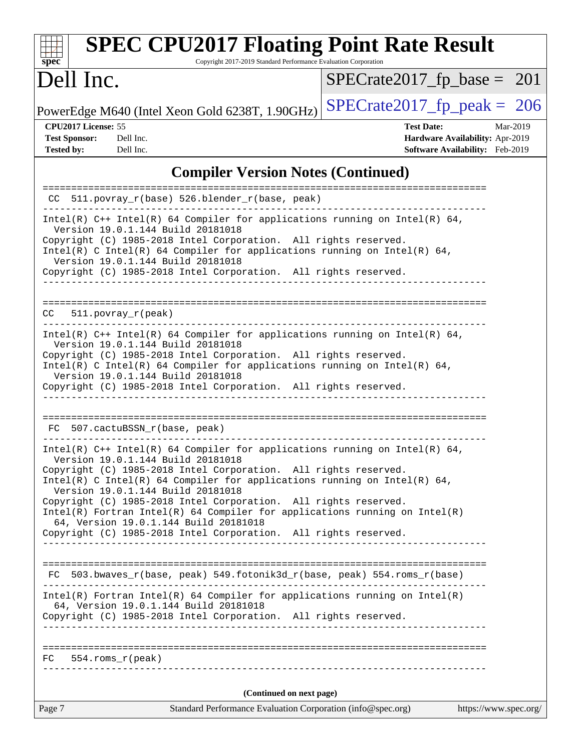## Compiler Version Notes (Continued)

```
==============================================================================
 CC  511.povray_r(base) 526.blender_r(base, peak)
------------------------------------------------------------------------------
Intel(R) C++ Intel(R) 64 Compiler for applications running on Intel(R) 64,
  Version 19.0.1.144 Build 20181018
Copyright (C) 1985-2018 Intel Corporation.  All rights reserved.
Intel(R) C Intel(R) 64 Compiler for applications running on Intel(R) 64,
  Version 19.0.1.144 Build 20181018
Copyright (C) 1985-2018 Intel Corporation.  All rights reserved.
------------------------------------------------------------------------------

==============================================================================
CC   511.povray_r(peak)
------------------------------------------------------------------------------
Intel(R) C++ Intel(R) 64 Compiler for applications running on Intel(R) 64,
  Version 19.0.1.144 Build 20181018
Copyright (C) 1985-2018 Intel Corporation.  All rights reserved.
Intel(R) C Intel(R) 64 Compiler for applications running on Intel(R) 64,
  Version 19.0.1.144 Build 20181018
Copyright (C) 1985-2018 Intel Corporation.  All rights reserved.
------------------------------------------------------------------------------

==============================================================================
 FC  507.cactuBSSN_r(base, peak)
------------------------------------------------------------------------------
Intel(R) C++ Intel(R) 64 Compiler for applications running on Intel(R) 64,
  Version 19.0.1.144 Build 20181018
Copyright (C) 1985-2018 Intel Corporation.  All rights reserved.
Intel(R) C Intel(R) 64 Compiler for applications running on Intel(R) 64,
  Version 19.0.1.144 Build 20181018
Copyright (C) 1985-2018 Intel Corporation.  All rights reserved.
Intel(R) Fortran Intel(R) 64 Compiler for applications running on Intel(R)
  64, Version 19.0.1.144 Build 20181018
Copyright (C) 1985-2018 Intel Corporation.  All rights reserved.
------------------------------------------------------------------------------

==============================================================================
 FC  503.bwaves_r(base, peak) 549.fotonik3d_r(base, peak) 554.roms_r(base)
------------------------------------------------------------------------------
Intel(R) Fortran Intel(R) 64 Compiler for applications running on Intel(R)
  64, Version 19.0.1.144 Build 20181018
Copyright (C) 1985-2018 Intel Corporation.  All rights reserved.
------------------------------------------------------------------------------

==============================================================================
FC   554.roms_r(peak)
------------------------------------------------------------------------------
```

(Continued on next page)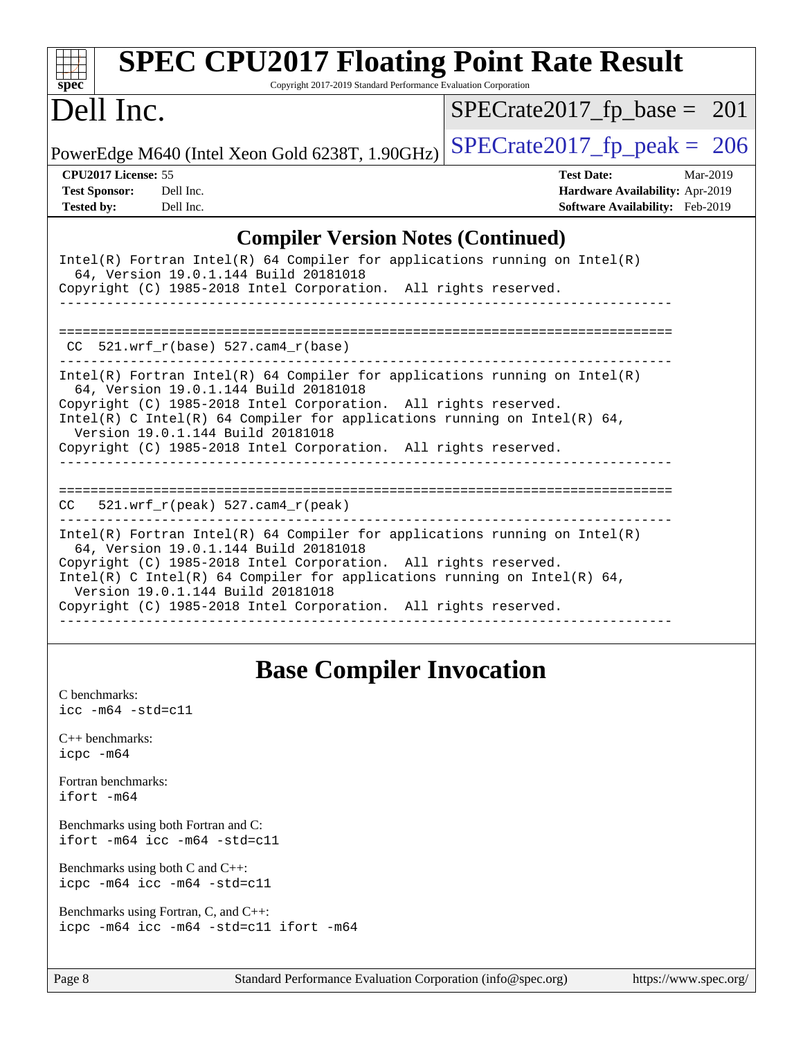## Compiler Version Notes (Continued)

```
Intel(R) Fortran Intel(R) 64 Compiler for applications running on Intel(R)
  64, Version 19.0.1.144 Build 20181018
Copyright (C) 1985-2018 Intel Corporation.  All rights reserved.
------------------------------------------------------------------------------

==============================================================================
 CC  521.wrf_r(base) 527.cam4_r(base)
------------------------------------------------------------------------------
Intel(R) Fortran Intel(R) 64 Compiler for applications running on Intel(R)
  64, Version 19.0.1.144 Build 20181018
Copyright (C) 1985-2018 Intel Corporation.  All rights reserved.
Intel(R) C Intel(R) 64 Compiler for applications running on Intel(R) 64,
  Version 19.0.1.144 Build 20181018
Copyright (C) 1985-2018 Intel Corporation.  All rights reserved.
------------------------------------------------------------------------------

==============================================================================
CC   521.wrf_r(peak) 527.cam4_r(peak)
------------------------------------------------------------------------------
Intel(R) Fortran Intel(R) 64 Compiler for applications running on Intel(R)
  64, Version 19.0.1.144 Build 20181018
Copyright (C) 1985-2018 Intel Corporation.  All rights reserved.
Intel(R) C Intel(R) 64 Compiler for applications running on Intel(R) 64,
  Version 19.0.1.144 Build 20181018
Copyright (C) 1985-2018 Intel Corporation.  All rights reserved.
------------------------------------------------------------------------------
```

## Base Compiler Invocation

C benchmarks:
```
icc -m64 -std=c11
```

C++ benchmarks:
```
icpc -m64
```

Fortran benchmarks:
```
ifort -m64
```

Benchmarks using both Fortran and C:
```
ifort -m64 icc -m64 -std=c11
```

Benchmarks using both C and C++:
```
icpc -m64 icc -m64 -std=c11
```

Benchmarks using Fortran, C, and C++:
```
icpc -m64 icc -m64 -std=c11 ifort -m64
```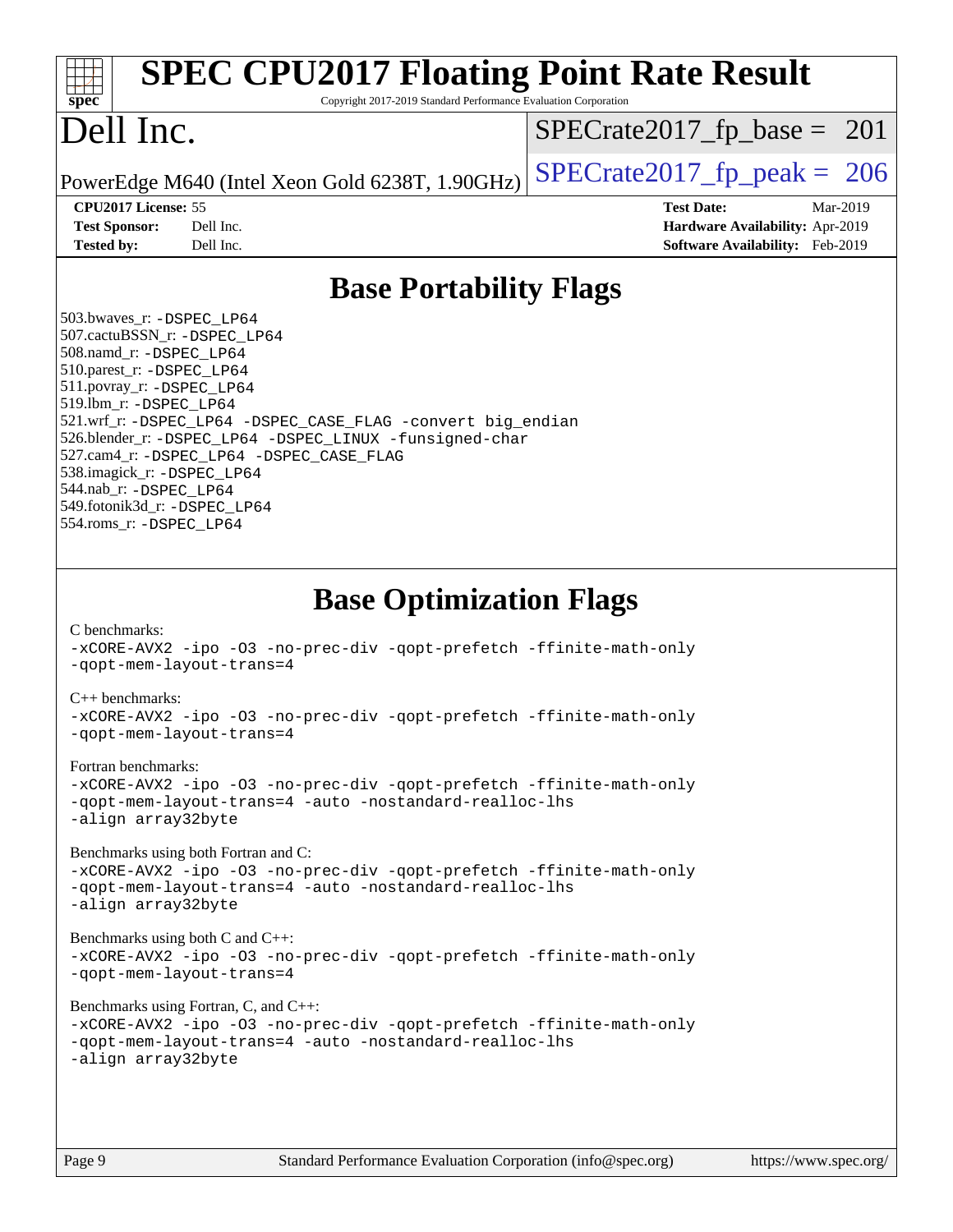# SPEC CPU2017 Floating Point Rate Result

Copyright 2017-2019 Standard Performance Evaluation Corporation

# Dell Inc.

PowerEdge M640 (Intel Xeon Gold 6238T, 1.90GHz)

SPECrate2017_fp_base = 201

SPECrate2017_fp_peak = 206

**CPU2017 License:** 55
**Test Sponsor:** Dell Inc.
**Tested by:** Dell Inc.

**Test Date:** Mar-2019
**Hardware Availability:** Apr-2019
**Software Availability:** Feb-2019

## Base Portability Flags

503.bwaves_r: -DSPEC_LP64
507.cactuBSSN_r: -DSPEC_LP64
508.namd_r: -DSPEC_LP64
510.parest_r: -DSPEC_LP64
511.povray_r: -DSPEC_LP64
519.lbm_r: -DSPEC_LP64
521.wrf_r: -DSPEC_LP64 -DSPEC_CASE_FLAG -convert big_endian
526.blender_r: -DSPEC_LP64 -DSPEC_LINUX -funsigned-char
527.cam4_r: -DSPEC_LP64 -DSPEC_CASE_FLAG
538.imagick_r: -DSPEC_LP64
544.nab_r: -DSPEC_LP64
549.fotonik3d_r: -DSPEC_LP64
554.roms_r: -DSPEC_LP64

## Base Optimization Flags

C benchmarks:
-xCORE-AVX2 -ipo -O3 -no-prec-div -qopt-prefetch -ffinite-math-only
-qopt-mem-layout-trans=4

C++ benchmarks:
-xCORE-AVX2 -ipo -O3 -no-prec-div -qopt-prefetch -ffinite-math-only
-qopt-mem-layout-trans=4

Fortran benchmarks:
-xCORE-AVX2 -ipo -O3 -no-prec-div -qopt-prefetch -ffinite-math-only
-qopt-mem-layout-trans=4 -auto -nostandard-realloc-lhs
-align array32byte

Benchmarks using both Fortran and C:
-xCORE-AVX2 -ipo -O3 -no-prec-div -qopt-prefetch -ffinite-math-only
-qopt-mem-layout-trans=4 -auto -nostandard-realloc-lhs
-align array32byte

Benchmarks using both C and C++:
-xCORE-AVX2 -ipo -O3 -no-prec-div -qopt-prefetch -ffinite-math-only
-qopt-mem-layout-trans=4

Benchmarks using Fortran, C, and C++:
-xCORE-AVX2 -ipo -O3 -no-prec-div -qopt-prefetch -ffinite-math-only
-qopt-mem-layout-trans=4 -auto -nostandard-realloc-lhs
-align array32byte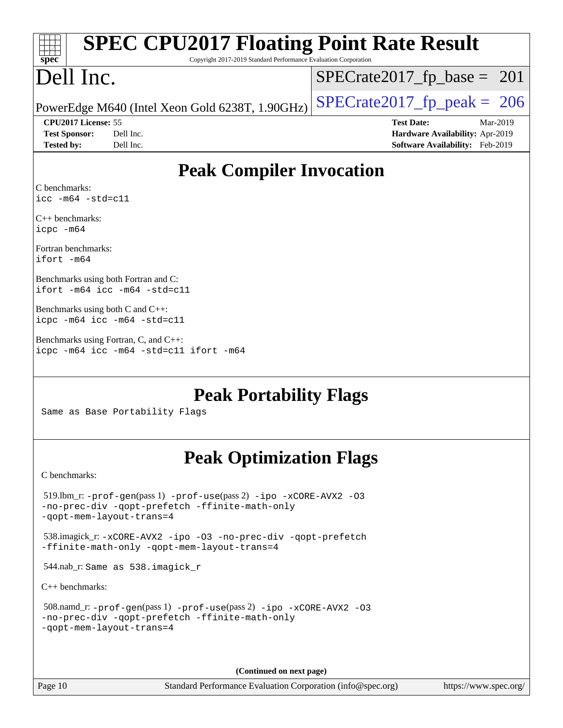# SPEC CPU2017 Floating Point Rate Result

Copyright 2017-2019 Standard Performance Evaluation Corporation

# Dell Inc.

PowerEdge M640 (Intel Xeon Gold 6238T, 1.90GHz)

SPECrate2017_fp_base = 201

SPECrate2017_fp_peak = 206

**CPU2017 License:** 55
**Test Sponsor:** Dell Inc.
**Tested by:** Dell Inc.

**Test Date:** Mar-2019
**Hardware Availability:** Apr-2019
**Software Availability:** Feb-2019

## Peak Compiler Invocation

C benchmarks:
`icc -m64 -std=c11`

C++ benchmarks:
`icpc -m64`

Fortran benchmarks:
`ifort -m64`

Benchmarks using both Fortran and C:
`ifort -m64 icc -m64 -std=c11`

Benchmarks using both C and C++:
`icpc -m64 icc -m64 -std=c11`

Benchmarks using Fortran, C, and C++:
`icpc -m64 icc -m64 -std=c11 ifort -m64`

## Peak Portability Flags

Same as Base Portability Flags

## Peak Optimization Flags

C benchmarks:

519.lbm_r: `-prof-gen`(pass 1) `-prof-use`(pass 2) `-ipo -xCORE-AVX2 -O3 -no-prec-div -qopt-prefetch -ffinite-math-only -qopt-mem-layout-trans=4`

538.imagick_r: `-xCORE-AVX2 -ipo -O3 -no-prec-div -qopt-prefetch -ffinite-math-only -qopt-mem-layout-trans=4`

544.nab_r: Same as 538.imagick_r

C++ benchmarks:

508.namd_r: `-prof-gen`(pass 1) `-prof-use`(pass 2) `-ipo -xCORE-AVX2 -O3 -no-prec-div -qopt-prefetch -ffinite-math-only -qopt-mem-layout-trans=4`

**(Continued on next page)**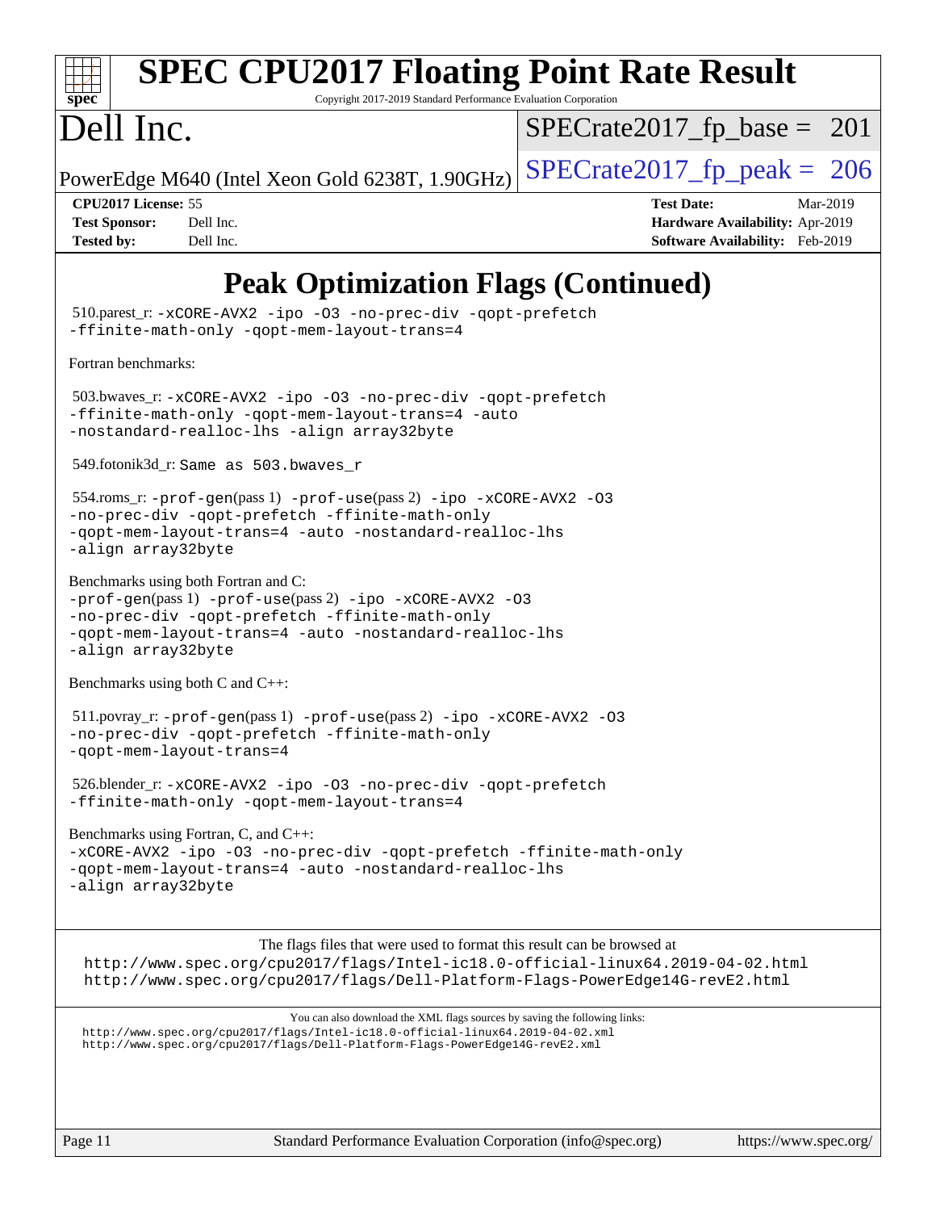# Peak Optimization Flags (Continued)

510.parest_r: `-xCORE-AVX2 -ipo -O3 -no-prec-div -qopt-prefetch -ffinite-math-only -qopt-mem-layout-trans=4`

Fortran benchmarks:

503.bwaves_r: `-xCORE-AVX2 -ipo -O3 -no-prec-div -qopt-prefetch -ffinite-math-only -qopt-mem-layout-trans=4 -auto -nostandard-realloc-lhs -align array32byte`

549.fotonik3d_r: `Same as 503.bwaves_r`

554.roms_r: `-prof-gen`(pass 1) `-prof-use`(pass 2) `-ipo -xCORE-AVX2 -O3 -no-prec-div -qopt-prefetch -ffinite-math-only -qopt-mem-layout-trans=4 -auto -nostandard-realloc-lhs -align array32byte`

Benchmarks using both Fortran and C:
`-prof-gen`(pass 1) `-prof-use`(pass 2) `-ipo -xCORE-AVX2 -O3 -no-prec-div -qopt-prefetch -ffinite-math-only -qopt-mem-layout-trans=4 -auto -nostandard-realloc-lhs -align array32byte`

Benchmarks using both C and C++:

511.povray_r: `-prof-gen`(pass 1) `-prof-use`(pass 2) `-ipo -xCORE-AVX2 -O3 -no-prec-div -qopt-prefetch -ffinite-math-only -qopt-mem-layout-trans=4`

526.blender_r: `-xCORE-AVX2 -ipo -O3 -no-prec-div -qopt-prefetch -ffinite-math-only -qopt-mem-layout-trans=4`

Benchmarks using Fortran, C, and C++:
`-xCORE-AVX2 -ipo -O3 -no-prec-div -qopt-prefetch -ffinite-math-only -qopt-mem-layout-trans=4 -auto -nostandard-realloc-lhs -align array32byte`

The flags files that were used to format this result can be browsed at
http://www.spec.org/cpu2017/flags/Intel-ic18.0-official-linux64.2019-04-02.html
http://www.spec.org/cpu2017/flags/Dell-Platform-Flags-PowerEdge14G-revE2.html

You can also download the XML flags sources by saving the following links:
http://www.spec.org/cpu2017/flags/Intel-ic18.0-official-linux64.2019-04-02.xml
http://www.spec.org/cpu2017/flags/Dell-Platform-Flags-PowerEdge14G-revE2.xml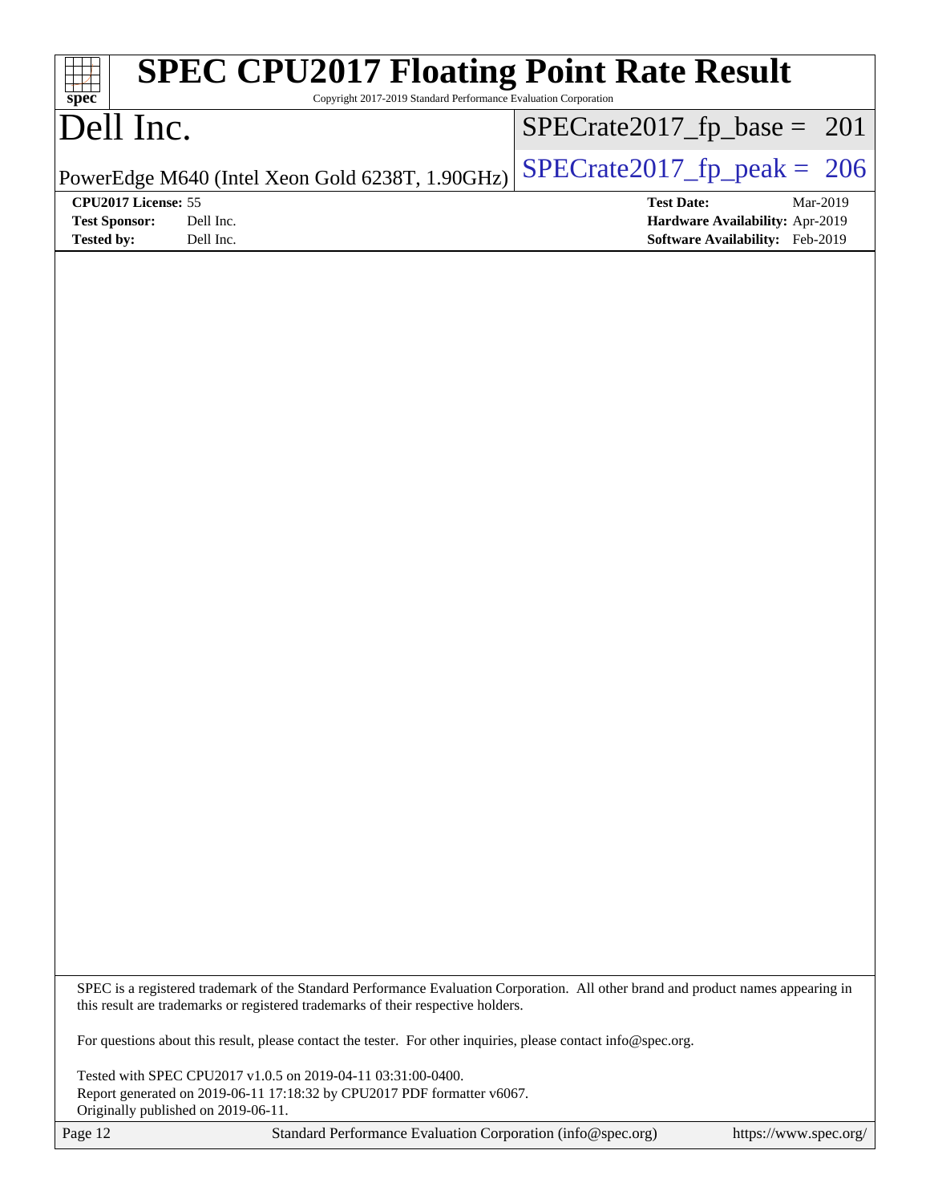SPEC is a registered trademark of the Standard Performance Evaluation Corporation. All other brand and product names appearing in this result are trademarks or registered trademarks of their respective holders.

For questions about this result, please contact the tester. For other inquiries, please contact info@spec.org.

Tested with SPEC CPU2017 v1.0.5 on 2019-04-11 03:31:00-0400.
Report generated on 2019-06-11 17:18:32 by CPU2017 PDF formatter v6067.
Originally published on 2019-06-11.